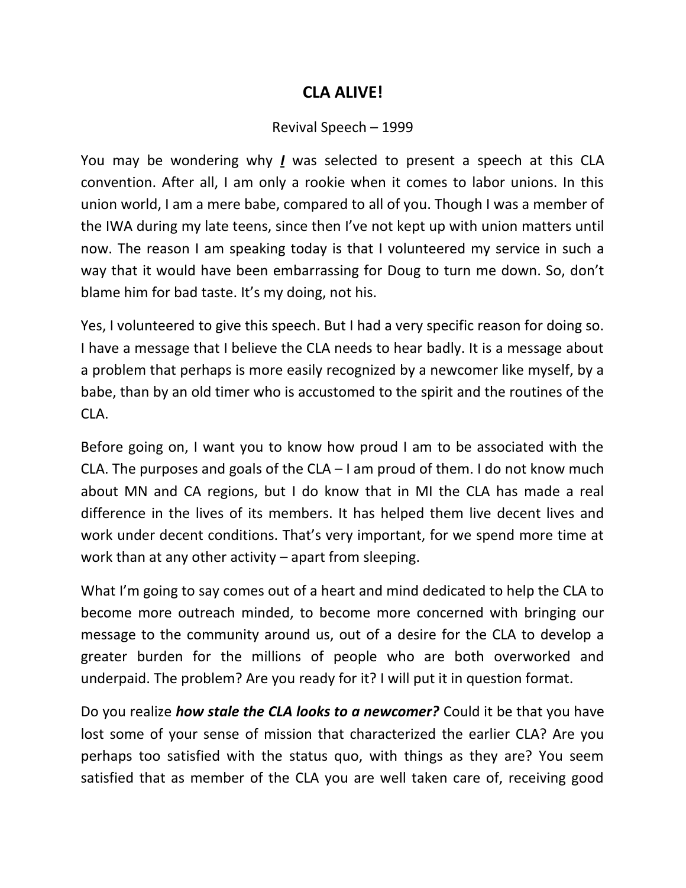# CLA ALIVE!

Revival Speech – 1999

You may be wondering why ***I*** was selected to present a speech at this CLA convention. After all, I am only a rookie when it comes to labor unions. In this union world, I am a mere babe, compared to all of you. Though I was a member of the IWA during my late teens, since then I've not kept up with union matters until now. The reason I am speaking today is that I volunteered my service in such a way that it would have been embarrassing for Doug to turn me down. So, don't blame him for bad taste. It's my doing, not his.

Yes, I volunteered to give this speech. But I had a very specific reason for doing so. I have a message that I believe the CLA needs to hear badly. It is a message about a problem that perhaps is more easily recognized by a newcomer like myself, by a babe, than by an old timer who is accustomed to the spirit and the routines of the CLA.

Before going on, I want you to know how proud I am to be associated with the CLA. The purposes and goals of the CLA – I am proud of them. I do not know much about MN and CA regions, but I do know that in MI the CLA has made a real difference in the lives of its members. It has helped them live decent lives and work under decent conditions. That's very important, for we spend more time at work than at any other activity – apart from sleeping.

What I'm going to say comes out of a heart and mind dedicated to help the CLA to become more outreach minded, to become more concerned with bringing our message to the community around us, out of a desire for the CLA to develop a greater burden for the millions of people who are both overworked and underpaid. The problem? Are you ready for it? I will put it in question format.

Do you realize ***how stale the CLA looks to a newcomer?*** Could it be that you have lost some of your sense of mission that characterized the earlier CLA? Are you perhaps too satisfied with the status quo, with things as they are? You seem satisfied that as member of the CLA you are well taken care of, receiving good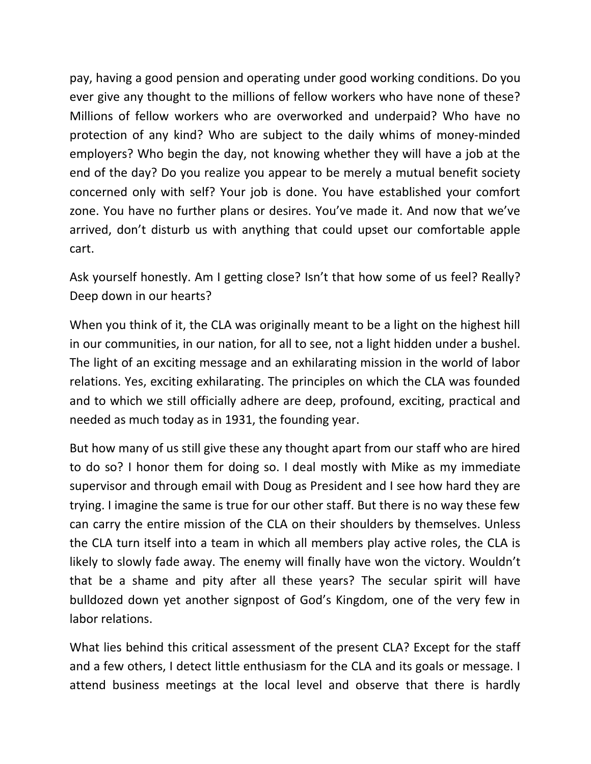pay, having a good pension and operating under good working conditions. Do you ever give any thought to the millions of fellow workers who have none of these? Millions of fellow workers who are overworked and underpaid? Who have no protection of any kind? Who are subject to the daily whims of money-minded employers? Who begin the day, not knowing whether they will have a job at the end of the day? Do you realize you appear to be merely a mutual benefit society concerned only with self? Your job is done. You have established your comfort zone. You have no further plans or desires. You've made it. And now that we've arrived, don't disturb us with anything that could upset our comfortable apple cart.

Ask yourself honestly. Am I getting close? Isn't that how some of us feel? Really? Deep down in our hearts?

When you think of it, the CLA was originally meant to be a light on the highest hill in our communities, in our nation, for all to see, not a light hidden under a bushel. The light of an exciting message and an exhilarating mission in the world of labor relations. Yes, exciting exhilarating. The principles on which the CLA was founded and to which we still officially adhere are deep, profound, exciting, practical and needed as much today as in 1931, the founding year.

But how many of us still give these any thought apart from our staff who are hired to do so? I honor them for doing so. I deal mostly with Mike as my immediate supervisor and through email with Doug as President and I see how hard they are trying. I imagine the same is true for our other staff. But there is no way these few can carry the entire mission of the CLA on their shoulders by themselves. Unless the CLA turn itself into a team in which all members play active roles, the CLA is likely to slowly fade away. The enemy will finally have won the victory. Wouldn't that be a shame and pity after all these years? The secular spirit will have bulldozed down yet another signpost of God's Kingdom, one of the very few in labor relations.

What lies behind this critical assessment of the present CLA? Except for the staff and a few others, I detect little enthusiasm for the CLA and its goals or message. I attend business meetings at the local level and observe that there is hardly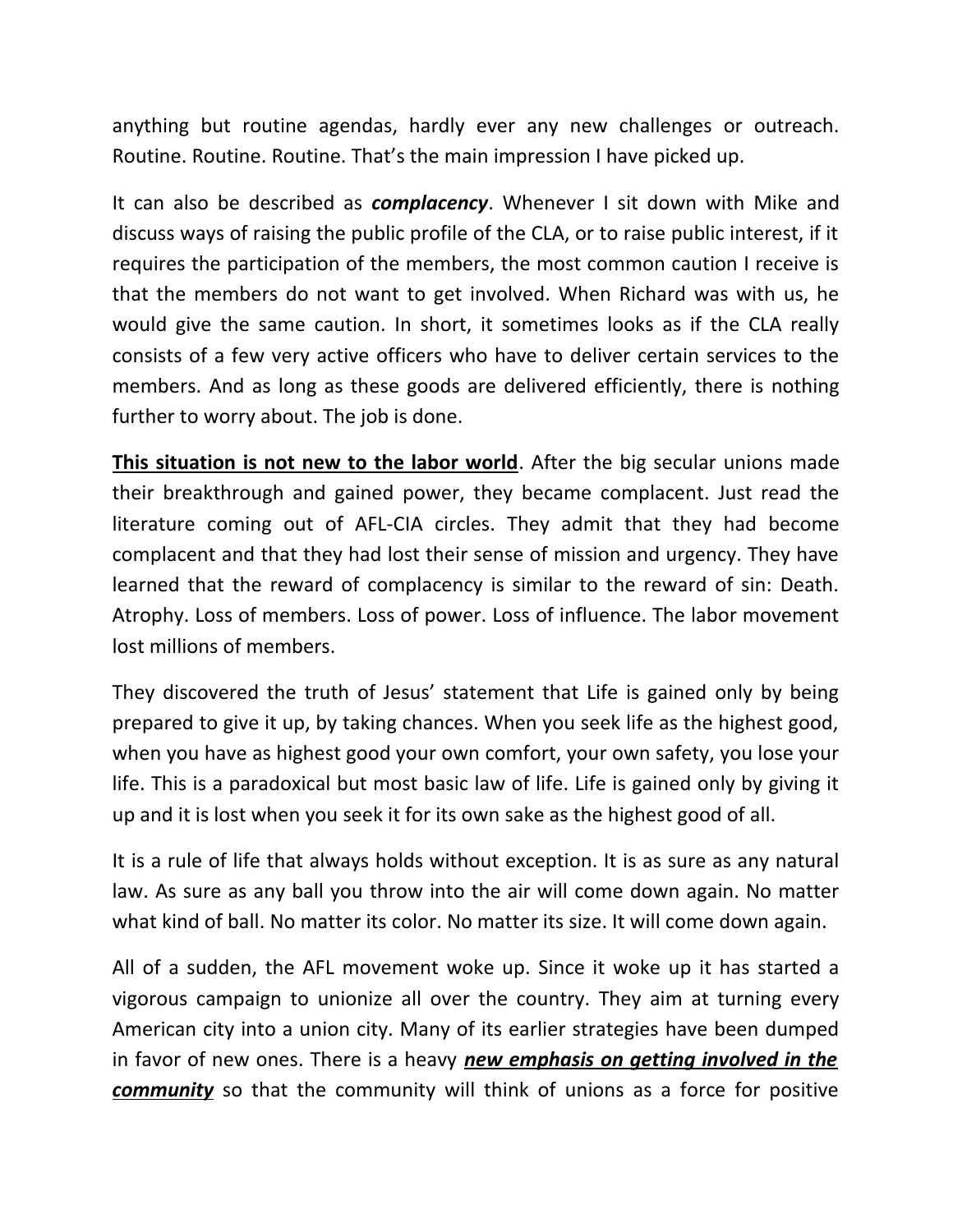anything but routine agendas, hardly ever any new challenges or outreach. Routine. Routine. Routine. That's the main impression I have picked up.

It can also be described as ***complacency***. Whenever I sit down with Mike and discuss ways of raising the public profile of the CLA, or to raise public interest, if it requires the participation of the members, the most common caution I receive is that the members do not want to get involved. When Richard was with us, he would give the same caution. In short, it sometimes looks as if the CLA really consists of a few very active officers who have to deliver certain services to the members. And as long as these goods are delivered efficiently, there is nothing further to worry about. The job is done.

<u>**This situation is not new to the labor world**</u>. After the big secular unions made their breakthrough and gained power, they became complacent. Just read the literature coming out of AFL-CIA circles. They admit that they had become complacent and that they had lost their sense of mission and urgency. They have learned that the reward of complacency is similar to the reward of sin: Death. Atrophy. Loss of members. Loss of power. Loss of influence. The labor movement lost millions of members.

They discovered the truth of Jesus' statement that Life is gained only by being prepared to give it up, by taking chances. When you seek life as the highest good, when you have as highest good your own comfort, your own safety, you lose your life. This is a paradoxical but most basic law of life. Life is gained only by giving it up and it is lost when you seek it for its own sake as the highest good of all.

It is a rule of life that always holds without exception. It is as sure as any natural law. As sure as any ball you throw into the air will come down again. No matter what kind of ball. No matter its color. No matter its size. It will come down again.

All of a sudden, the AFL movement woke up. Since it woke up it has started a vigorous campaign to unionize all over the country. They aim at turning every American city into a union city. Many of its earlier strategies have been dumped in favor of new ones. There is a heavy <u>***new emphasis on getting involved in the community***</u> so that the community will think of unions as a force for positive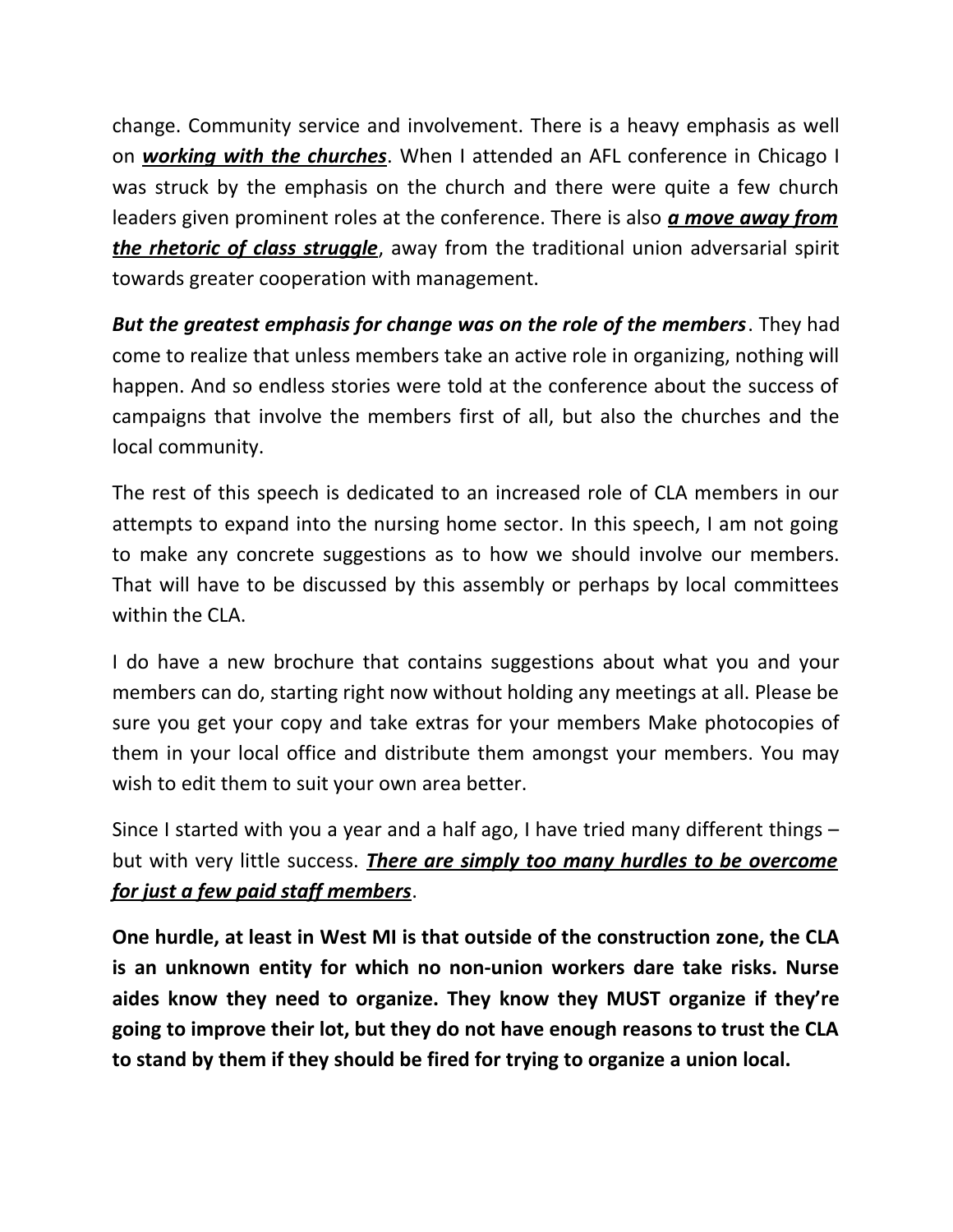change. Community service and involvement. There is a heavy emphasis as well on ***working with the churches***. When I attended an AFL conference in Chicago I was struck by the emphasis on the church and there were quite a few church leaders given prominent roles at the conference. There is also ***a move away from the rhetoric of class struggle***, away from the traditional union adversarial spirit towards greater cooperation with management.

***But the greatest emphasis for change was on the role of the members***. They had come to realize that unless members take an active role in organizing, nothing will happen. And so endless stories were told at the conference about the success of campaigns that involve the members first of all, but also the churches and the local community.

The rest of this speech is dedicated to an increased role of CLA members in our attempts to expand into the nursing home sector. In this speech, I am not going to make any concrete suggestions as to how we should involve our members. That will have to be discussed by this assembly or perhaps by local committees within the CLA.

I do have a new brochure that contains suggestions about what you and your members can do, starting right now without holding any meetings at all. Please be sure you get your copy and take extras for your members Make photocopies of them in your local office and distribute them amongst your members. You may wish to edit them to suit your own area better.

Since I started with you a year and a half ago, I have tried many different things – but with very little success. ***There are simply too many hurdles to be overcome for just a few paid staff members***.

**One hurdle, at least in West MI is that outside of the construction zone, the CLA is an unknown entity for which no non-union workers dare take risks. Nurse aides know they need to organize. They know they MUST organize if they're going to improve their lot, but they do not have enough reasons to trust the CLA to stand by them if they should be fired for trying to organize a union local.**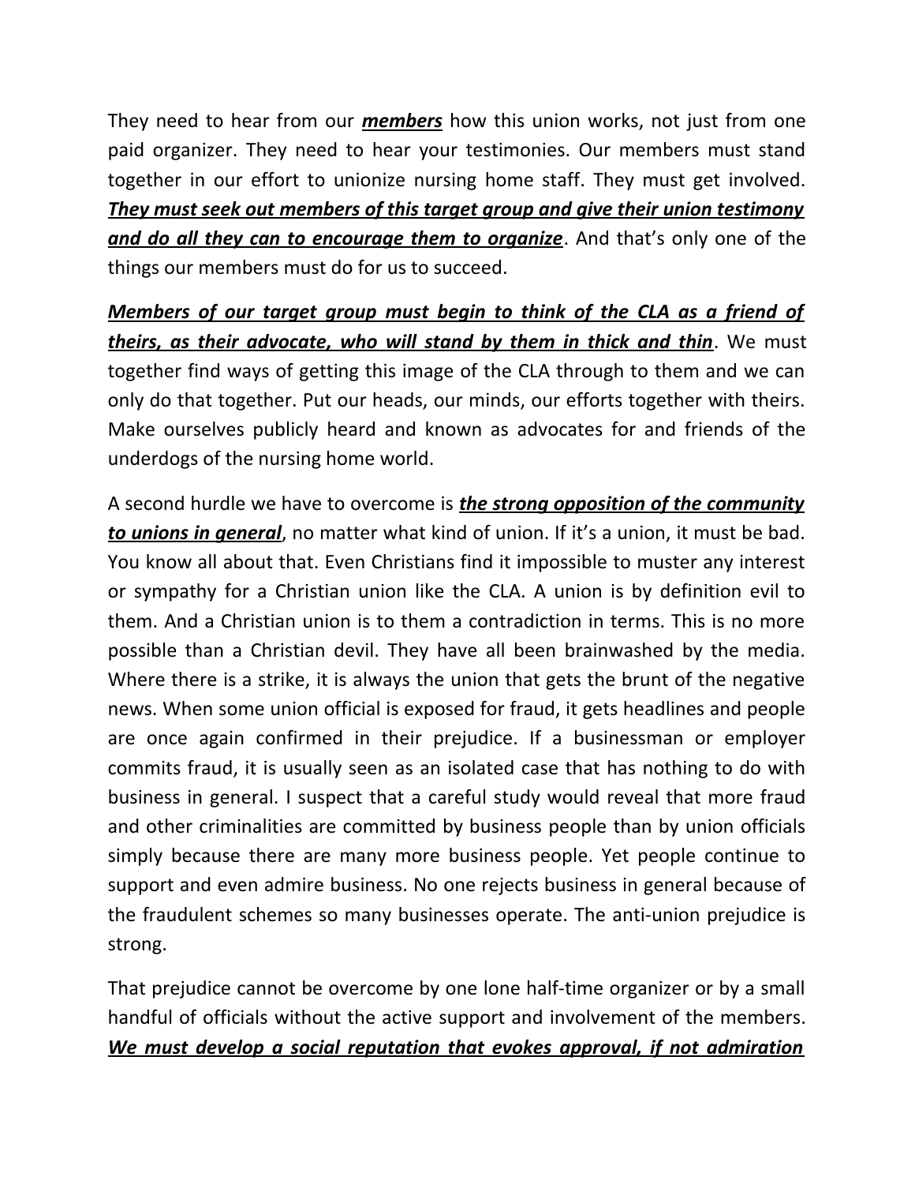They need to hear from our ***members*** how this union works, not just from one paid organizer. They need to hear your testimonies. Our members must stand together in our effort to unionize nursing home staff. They must get involved. ***They must seek out members of this target group and give their union testimony and do all they can to encourage them to organize***. And that's only one of the things our members must do for us to succeed.

***Members of our target group must begin to think of the CLA as a friend of theirs, as their advocate, who will stand by them in thick and thin***. We must together find ways of getting this image of the CLA through to them and we can only do that together. Put our heads, our minds, our efforts together with theirs. Make ourselves publicly heard and known as advocates for and friends of the underdogs of the nursing home world.

A second hurdle we have to overcome is ***the strong opposition of the community to unions in general***, no matter what kind of union. If it's a union, it must be bad. You know all about that. Even Christians find it impossible to muster any interest or sympathy for a Christian union like the CLA. A union is by definition evil to them. And a Christian union is to them a contradiction in terms. This is no more possible than a Christian devil. They have all been brainwashed by the media. Where there is a strike, it is always the union that gets the brunt of the negative news. When some union official is exposed for fraud, it gets headlines and people are once again confirmed in their prejudice. If a businessman or employer commits fraud, it is usually seen as an isolated case that has nothing to do with business in general. I suspect that a careful study would reveal that more fraud and other criminalities are committed by business people than by union officials simply because there are many more business people. Yet people continue to support and even admire business. No one rejects business in general because of the fraudulent schemes so many businesses operate. The anti-union prejudice is strong.

That prejudice cannot be overcome by one lone half-time organizer or by a small handful of officials without the active support and involvement of the members. ***We must develop a social reputation that evokes approval, if not admiration***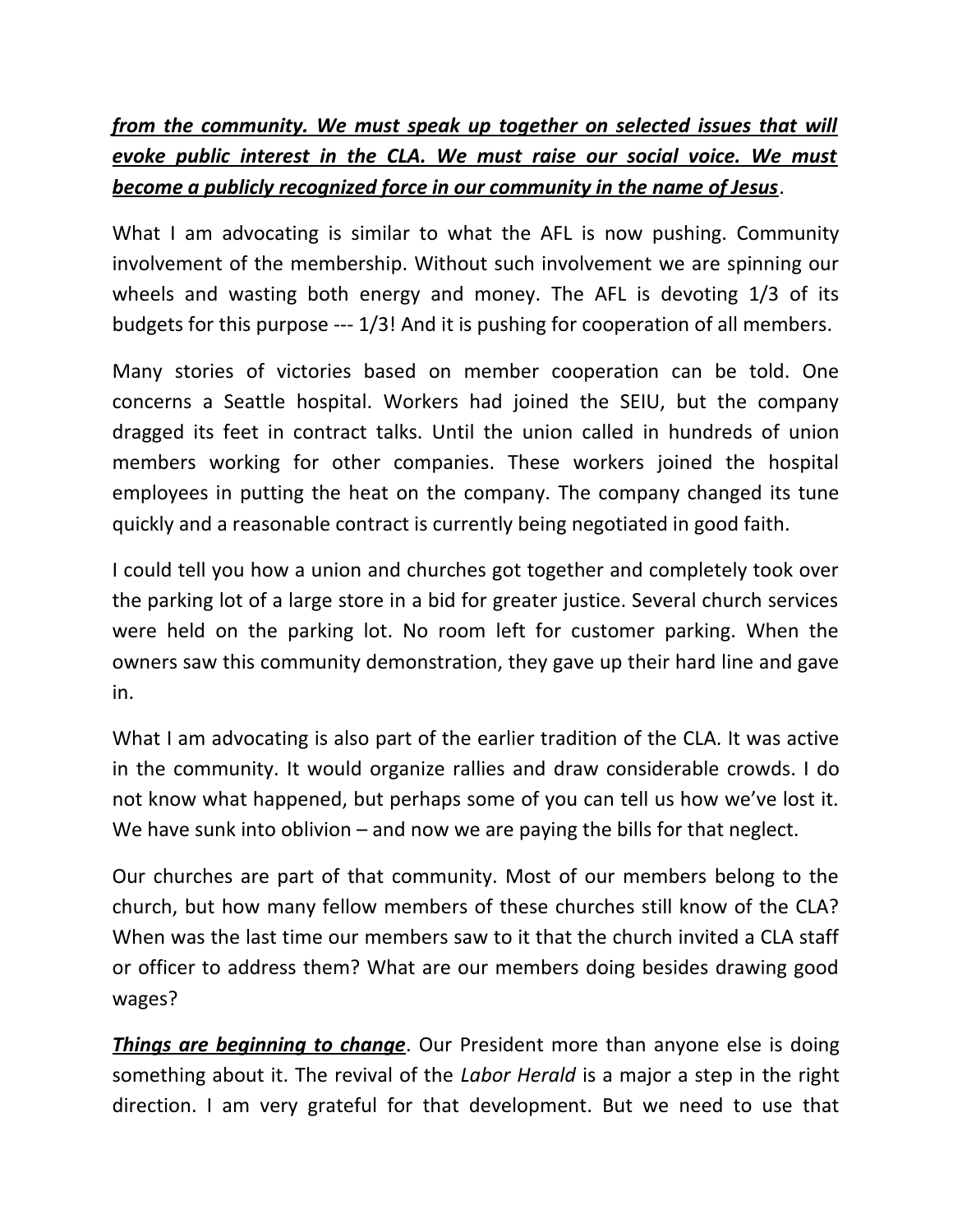***<u>from the community. We must speak up together on selected issues that will evoke public interest in the CLA. We must raise our social voice. We must become a publicly recognized force in our community in the name of Jesus</u>***.

What I am advocating is similar to what the AFL is now pushing. Community involvement of the membership. Without such involvement we are spinning our wheels and wasting both energy and money. The AFL is devoting 1/3 of its budgets for this purpose --- 1/3! And it is pushing for cooperation of all members.

Many stories of victories based on member cooperation can be told. One concerns a Seattle hospital. Workers had joined the SEIU, but the company dragged its feet in contract talks. Until the union called in hundreds of union members working for other companies. These workers joined the hospital employees in putting the heat on the company. The company changed its tune quickly and a reasonable contract is currently being negotiated in good faith.

I could tell you how a union and churches got together and completely took over the parking lot of a large store in a bid for greater justice. Several church services were held on the parking lot. No room left for customer parking. When the owners saw this community demonstration, they gave up their hard line and gave in.

What I am advocating is also part of the earlier tradition of the CLA. It was active in the community. It would organize rallies and draw considerable crowds. I do not know what happened, but perhaps some of you can tell us how we've lost it. We have sunk into oblivion – and now we are paying the bills for that neglect.

Our churches are part of that community. Most of our members belong to the church, but how many fellow members of these churches still know of the CLA? When was the last time our members saw to it that the church invited a CLA staff or officer to address them? What are our members doing besides drawing good wages?

***<u>Things are beginning to change</u>***. Our President more than anyone else is doing something about it. The revival of the *Labor Herald* is a major a step in the right direction. I am very grateful for that development. But we need to use that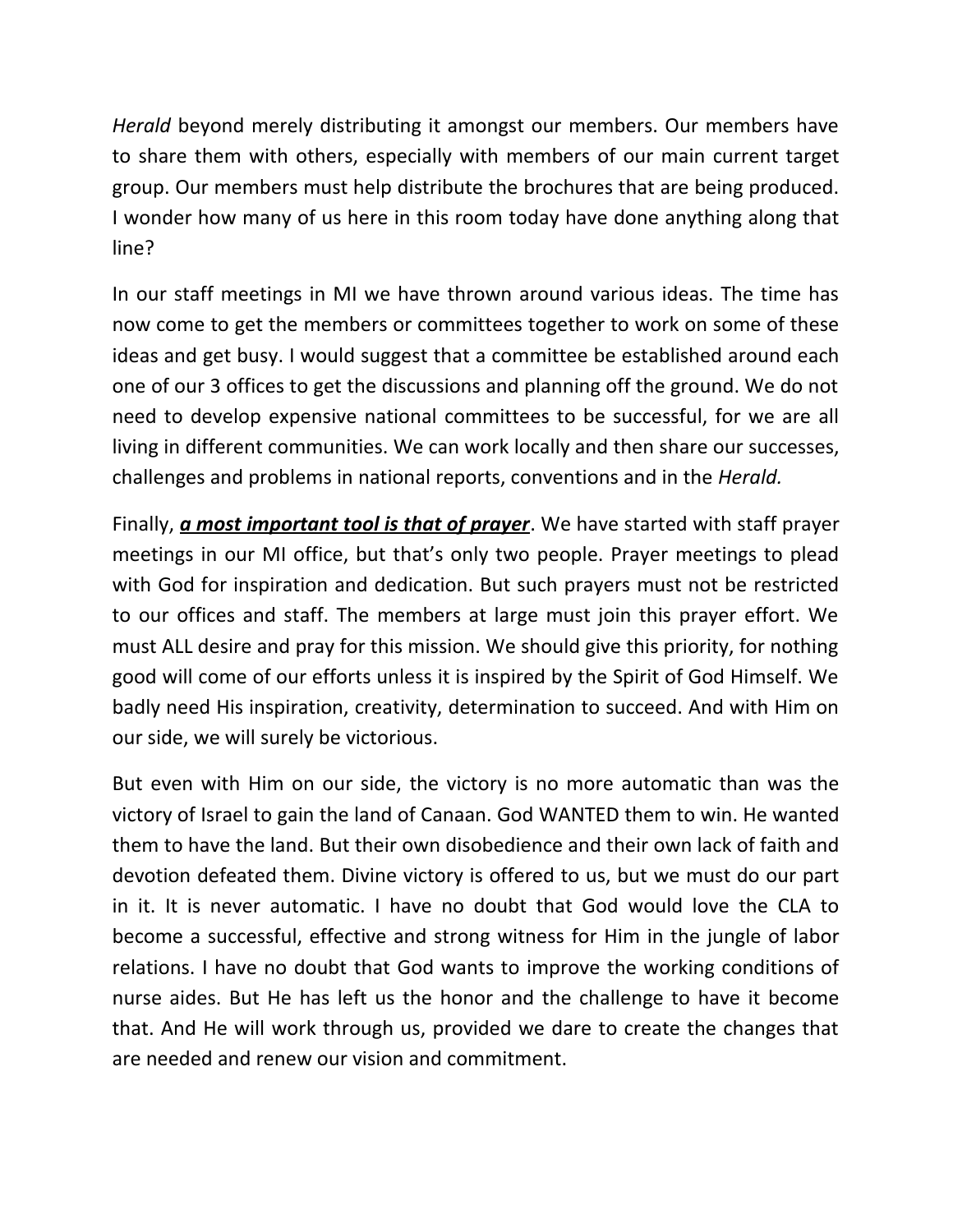*Herald* beyond merely distributing it amongst our members. Our members have to share them with others, especially with members of our main current target group. Our members must help distribute the brochures that are being produced. I wonder how many of us here in this room today have done anything along that line?

In our staff meetings in MI we have thrown around various ideas. The time has now come to get the members or committees together to work on some of these ideas and get busy. I would suggest that a committee be established around each one of our 3 offices to get the discussions and planning off the ground. We do not need to develop expensive national committees to be successful, for we are all living in different communities. We can work locally and then share our successes, challenges and problems in national reports, conventions and in the *Herald.*

Finally, ***a most important tool is that of prayer***. We have started with staff prayer meetings in our MI office, but that's only two people. Prayer meetings to plead with God for inspiration and dedication. But such prayers must not be restricted to our offices and staff. The members at large must join this prayer effort. We must ALL desire and pray for this mission. We should give this priority, for nothing good will come of our efforts unless it is inspired by the Spirit of God Himself. We badly need His inspiration, creativity, determination to succeed. And with Him on our side, we will surely be victorious.

But even with Him on our side, the victory is no more automatic than was the victory of Israel to gain the land of Canaan. God WANTED them to win. He wanted them to have the land. But their own disobedience and their own lack of faith and devotion defeated them. Divine victory is offered to us, but we must do our part in it. It is never automatic. I have no doubt that God would love the CLA to become a successful, effective and strong witness for Him in the jungle of labor relations. I have no doubt that God wants to improve the working conditions of nurse aides. But He has left us the honor and the challenge to have it become that. And He will work through us, provided we dare to create the changes that are needed and renew our vision and commitment.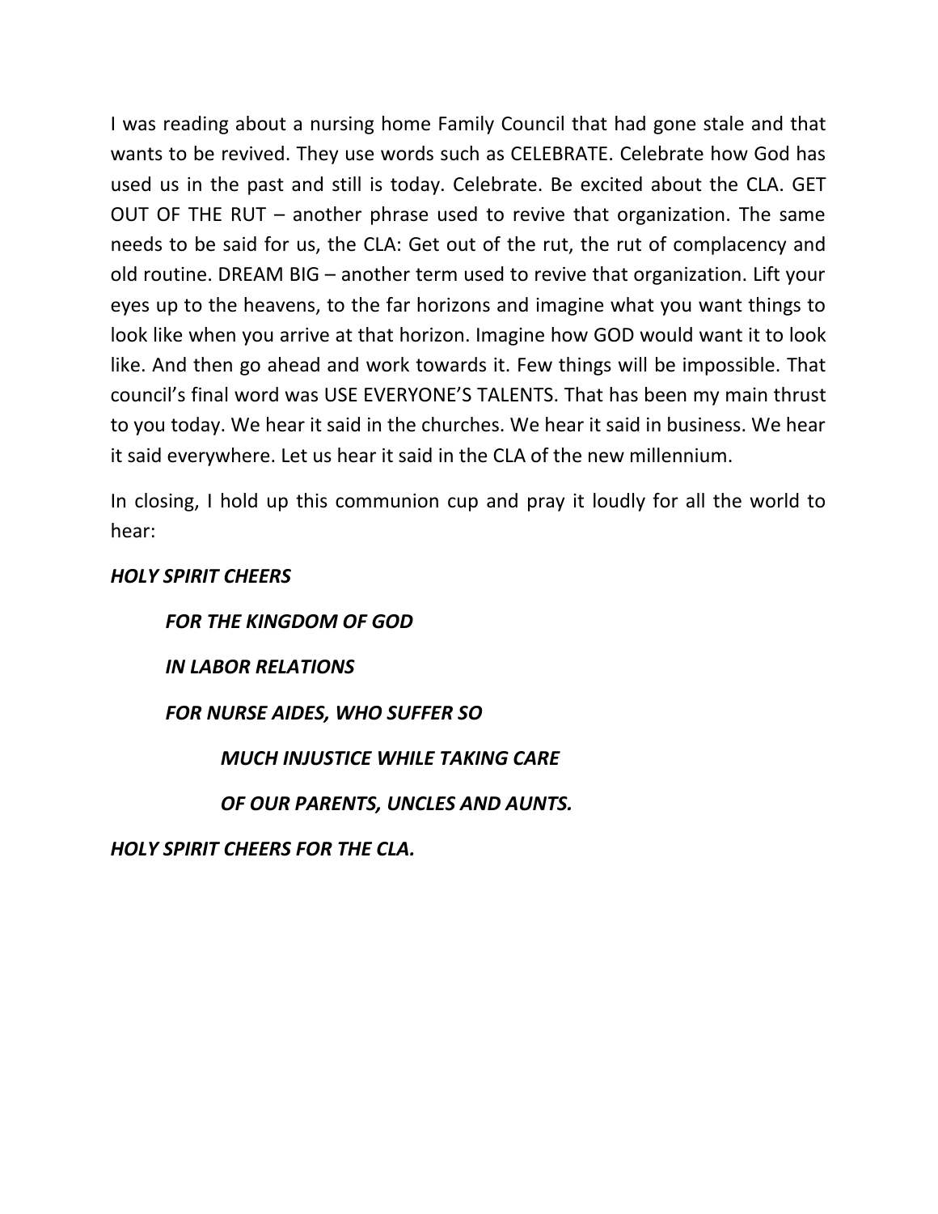I was reading about a nursing home Family Council that had gone stale and that wants to be revived. They use words such as CELEBRATE. Celebrate how God has used us in the past and still is today. Celebrate. Be excited about the CLA. GET OUT OF THE RUT – another phrase used to revive that organization. The same needs to be said for us, the CLA: Get out of the rut, the rut of complacency and old routine. DREAM BIG – another term used to revive that organization. Lift your eyes up to the heavens, to the far horizons and imagine what you want things to look like when you arrive at that horizon. Imagine how GOD would want it to look like. And then go ahead and work towards it. Few things will be impossible. That council's final word was USE EVERYONE'S TALENTS. That has been my main thrust to you today. We hear it said in the churches. We hear it said in business. We hear it said everywhere. Let us hear it said in the CLA of the new millennium.

In closing, I hold up this communion cup and pray it loudly for all the world to hear:

***HOLY SPIRIT CHEERS***

> ***FOR THE KINGDOM OF GOD***
>
> ***IN LABOR RELATIONS***
>
> ***FOR NURSE AIDES, WHO SUFFER SO***
>
> > ***MUCH INJUSTICE WHILE TAKING CARE***
> >
> > ***OF OUR PARENTS, UNCLES AND AUNTS.***

***HOLY SPIRIT CHEERS FOR THE CLA.***